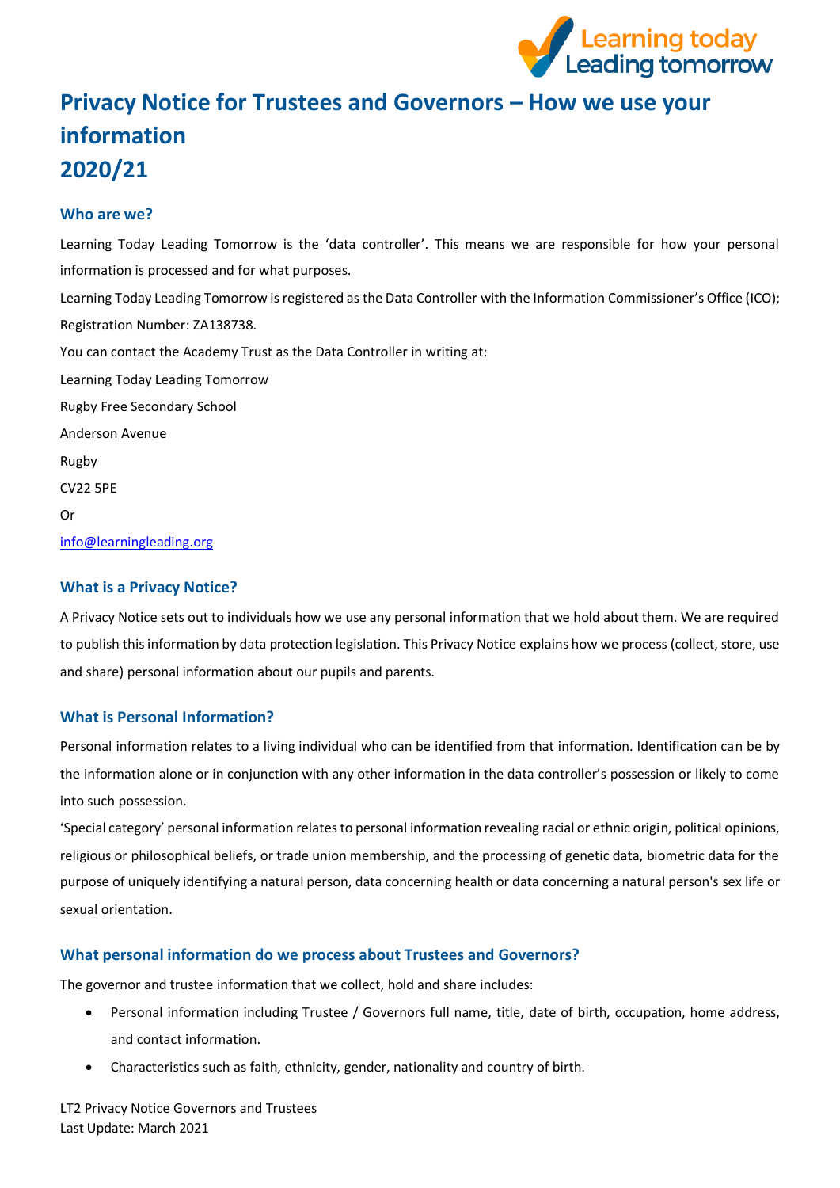# Privacy Notice for Trustees and Governors – How we use your information 2020/21

## Who are we?

Learning Today Leading Tomorrow is the 'data controller'. This means we are responsible for how your personal information is processed and for what purposes.

Learning Today Leading Tomorrow is registered as the Data Controller with the Information Commissioner's Office (ICO); Registration Number: ZA138738.

You can contact the Academy Trust as the Data Controller in writing at:

Learning Today Leading Tomorrow

Rugby Free Secondary School

Anderson Avenue

Rugby

CV22 5PE

Or

info@learningleading.org

## What is a Privacy Notice?

A Privacy Notice sets out to individuals how we use any personal information that we hold about them. We are required to publish this information by data protection legislation. This Privacy Notice explains how we process (collect, store, use and share) personal information about our pupils and parents.

## What is Personal Information?

Personal information relates to a living individual who can be identified from that information. Identification can be by the information alone or in conjunction with any other information in the data controller's possession or likely to come into such possession.

'Special category' personal information relates to personal information revealing racial or ethnic origin, political opinions, religious or philosophical beliefs, or trade union membership, and the processing of genetic data, biometric data for the purpose of uniquely identifying a natural person, data concerning health or data concerning a natural person's sex life or sexual orientation.

## What personal information do we process about Trustees and Governors?

The governor and trustee information that we collect, hold and share includes:

- Personal information including Trustee / Governors full name, title, date of birth, occupation, home address, and contact information.
- Characteristics such as faith, ethnicity, gender, nationality and country of birth.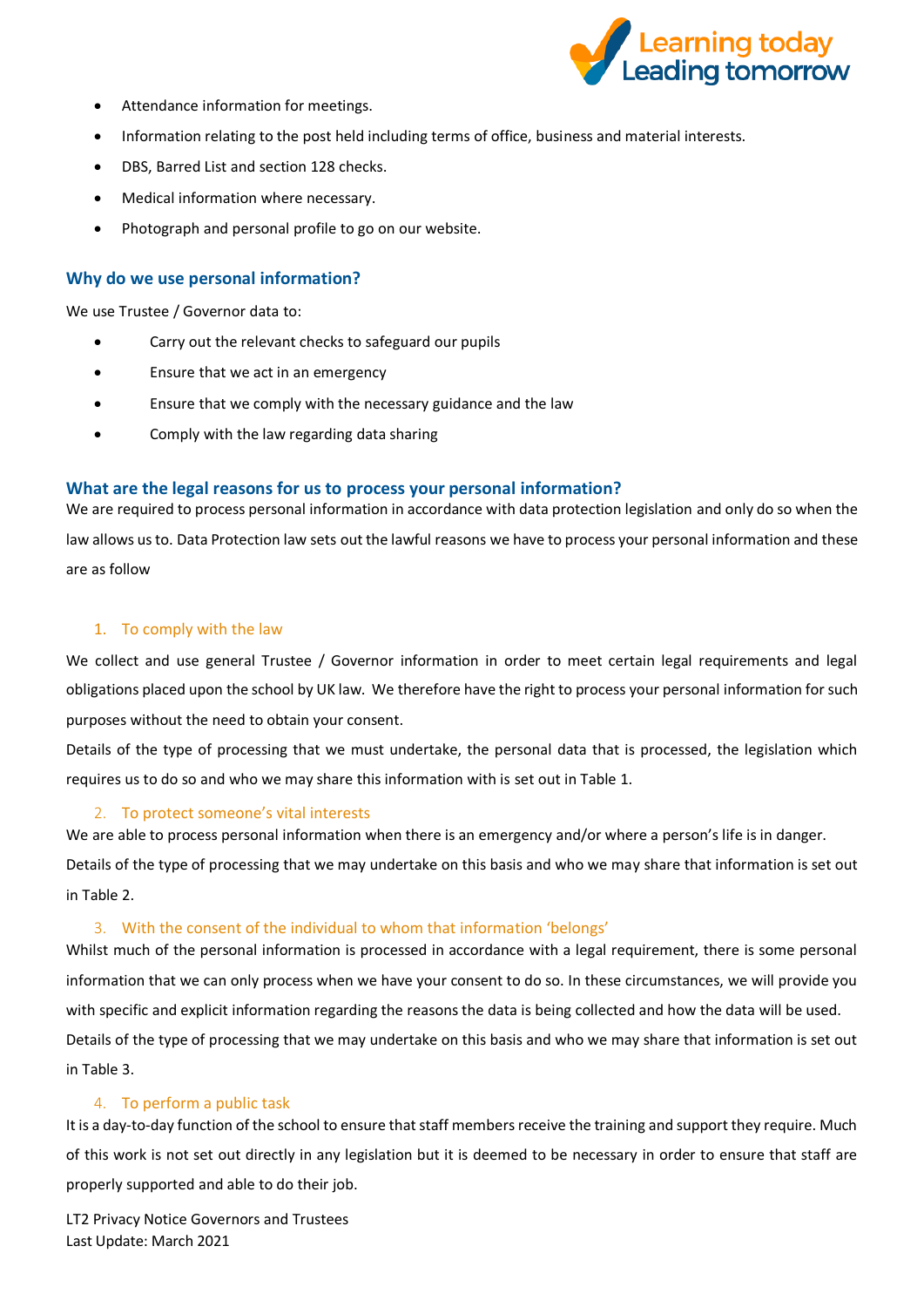- Attendance information for meetings.
- Information relating to the post held including terms of office, business and material interests.
- DBS, Barred List and section 128 checks.
- Medical information where necessary.
- Photograph and personal profile to go on our website.

## Why do we use personal information?

We use Trustee / Governor data to:

- Carry out the relevant checks to safeguard our pupils
- Ensure that we act in an emergency
- Ensure that we comply with the necessary guidance and the law
- Comply with the law regarding data sharing

## What are the legal reasons for us to process your personal information?

We are required to process personal information in accordance with data protection legislation and only do so when the law allows us to. Data Protection law sets out the lawful reasons we have to process your personal information and these are as follow

### 1. To comply with the law

We collect and use general Trustee / Governor information in order to meet certain legal requirements and legal obligations placed upon the school by UK law. We therefore have the right to process your personal information for such purposes without the need to obtain your consent.

Details of the type of processing that we must undertake, the personal data that is processed, the legislation which requires us to do so and who we may share this information with is set out in Table 1.

### 2. To protect someone's vital interests

We are able to process personal information when there is an emergency and/or where a person's life is in danger.

Details of the type of processing that we may undertake on this basis and who we may share that information is set out in Table 2.

### 3. With the consent of the individual to whom that information 'belongs'

Whilst much of the personal information is processed in accordance with a legal requirement, there is some personal information that we can only process when we have your consent to do so. In these circumstances, we will provide you with specific and explicit information regarding the reasons the data is being collected and how the data will be used.

Details of the type of processing that we may undertake on this basis and who we may share that information is set out in Table 3.

### 4. To perform a public task

It is a day-to-day function of the school to ensure that staff members receive the training and support they require. Much of this work is not set out directly in any legislation but it is deemed to be necessary in order to ensure that staff are properly supported and able to do their job.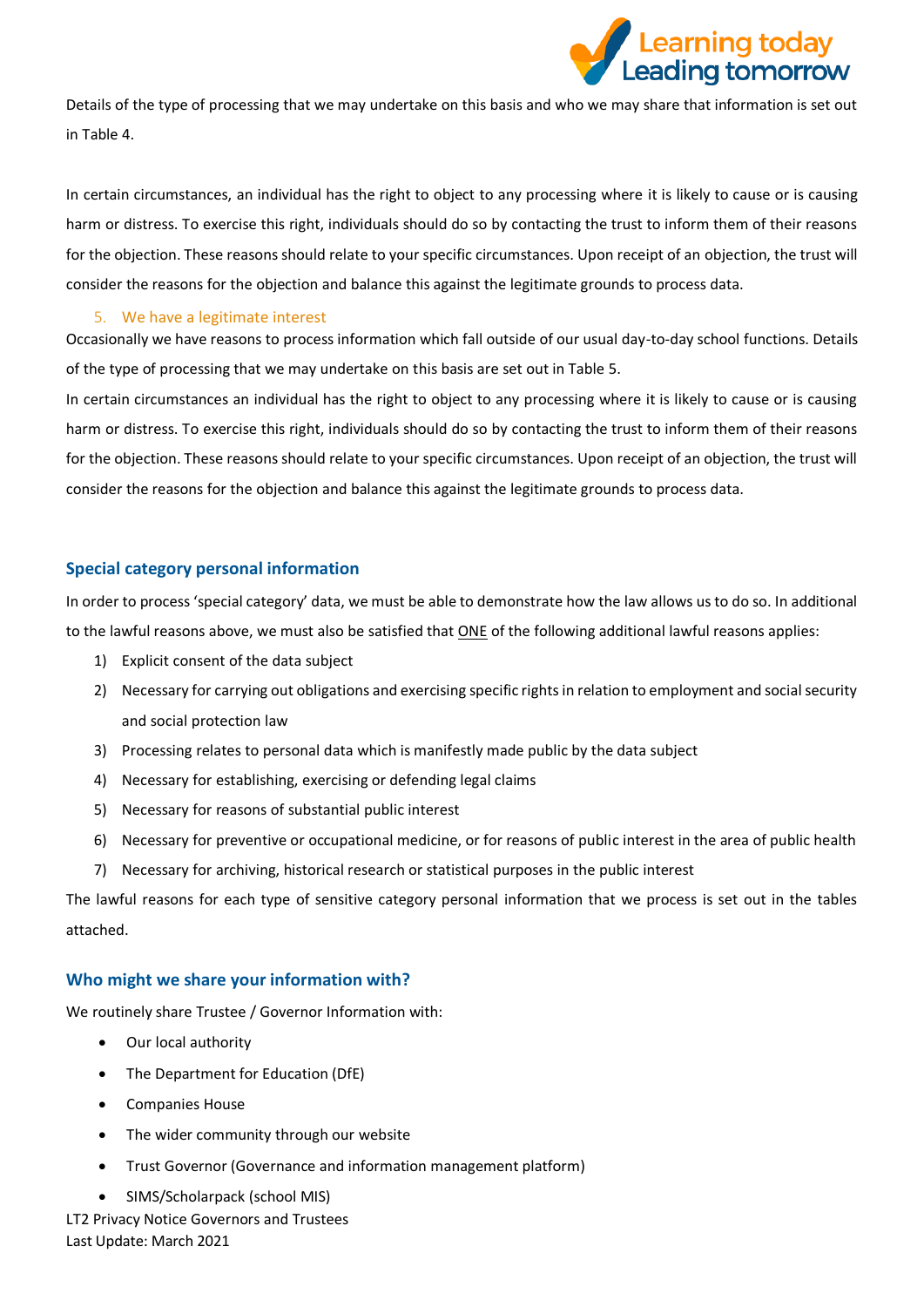Details of the type of processing that we may undertake on this basis and who we may share that information is set out in Table 4.

In certain circumstances, an individual has the right to object to any processing where it is likely to cause or is causing harm or distress. To exercise this right, individuals should do so by contacting the trust to inform them of their reasons for the objection. These reasons should relate to your specific circumstances. Upon receipt of an objection, the trust will consider the reasons for the objection and balance this against the legitimate grounds to process data.

### 5. We have a legitimate interest

Occasionally we have reasons to process information which fall outside of our usual day-to-day school functions. Details of the type of processing that we may undertake on this basis are set out in Table 5.

In certain circumstances an individual has the right to object to any processing where it is likely to cause or is causing harm or distress. To exercise this right, individuals should do so by contacting the trust to inform them of their reasons for the objection. These reasons should relate to your specific circumstances. Upon receipt of an objection, the trust will consider the reasons for the objection and balance this against the legitimate grounds to process data.

## Special category personal information

In order to process 'special category' data, we must be able to demonstrate how the law allows us to do so. In additional to the lawful reasons above, we must also be satisfied that ONE of the following additional lawful reasons applies:

1) Explicit consent of the data subject
2) Necessary for carrying out obligations and exercising specific rights in relation to employment and social security and social protection law
3) Processing relates to personal data which is manifestly made public by the data subject
4) Necessary for establishing, exercising or defending legal claims
5) Necessary for reasons of substantial public interest
6) Necessary for preventive or occupational medicine, or for reasons of public interest in the area of public health
7) Necessary for archiving, historical research or statistical purposes in the public interest

The lawful reasons for each type of sensitive category personal information that we process is set out in the tables attached.

## Who might we share your information with?

We routinely share Trustee / Governor Information with:

- Our local authority
- The Department for Education (DfE)
- Companies House
- The wider community through our website
- Trust Governor (Governance and information management platform)
- SIMS/Scholarpack (school MIS)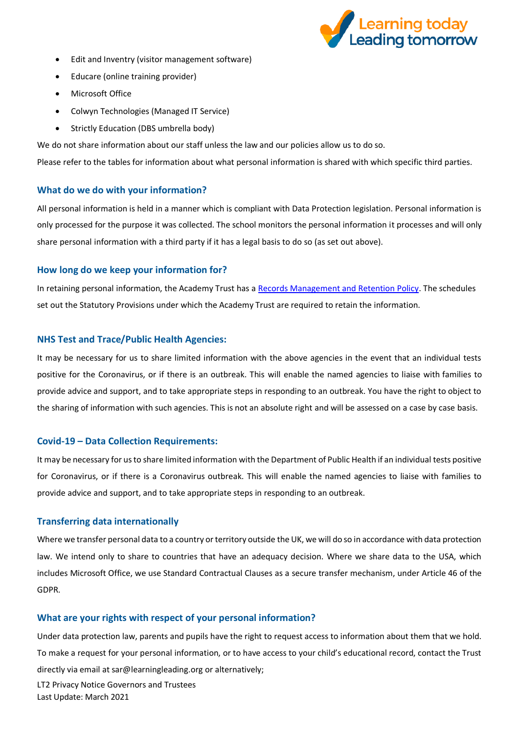- Edit and Inventry (visitor management software)
- Educare (online training provider)
- Microsoft Office
- Colwyn Technologies (Managed IT Service)
- Strictly Education (DBS umbrella body)

We do not share information about our staff unless the law and our policies allow us to do so.

Please refer to the tables for information about what personal information is shared with which specific third parties.

## What do we do with your information?

All personal information is held in a manner which is compliant with Data Protection legislation. Personal information is only processed for the purpose it was collected. The school monitors the personal information it processes and will only share personal information with a third party if it has a legal basis to do so (as set out above).

## How long do we keep your information for?

In retaining personal information, the Academy Trust has a Records Management and Retention Policy. The schedules set out the Statutory Provisions under which the Academy Trust are required to retain the information.

## NHS Test and Trace/Public Health Agencies:

It may be necessary for us to share limited information with the above agencies in the event that an individual tests positive for the Coronavirus, or if there is an outbreak. This will enable the named agencies to liaise with families to provide advice and support, and to take appropriate steps in responding to an outbreak. You have the right to object to the sharing of information with such agencies. This is not an absolute right and will be assessed on a case by case basis.

## Covid-19 – Data Collection Requirements:

It may be necessary for us to share limited information with the Department of Public Health if an individual tests positive for Coronavirus, or if there is a Coronavirus outbreak. This will enable the named agencies to liaise with families to provide advice and support, and to take appropriate steps in responding to an outbreak.

## Transferring data internationally

Where we transfer personal data to a country or territory outside the UK, we will do so in accordance with data protection law. We intend only to share to countries that have an adequacy decision. Where we share data to the USA, which includes Microsoft Office, we use Standard Contractual Clauses as a secure transfer mechanism, under Article 46 of the GDPR.

## What are your rights with respect of your personal information?

Under data protection law, parents and pupils have the right to request access to information about them that we hold. To make a request for your personal information, or to have access to your child's educational record, contact the Trust directly via email at sar@learningleading.org or alternatively;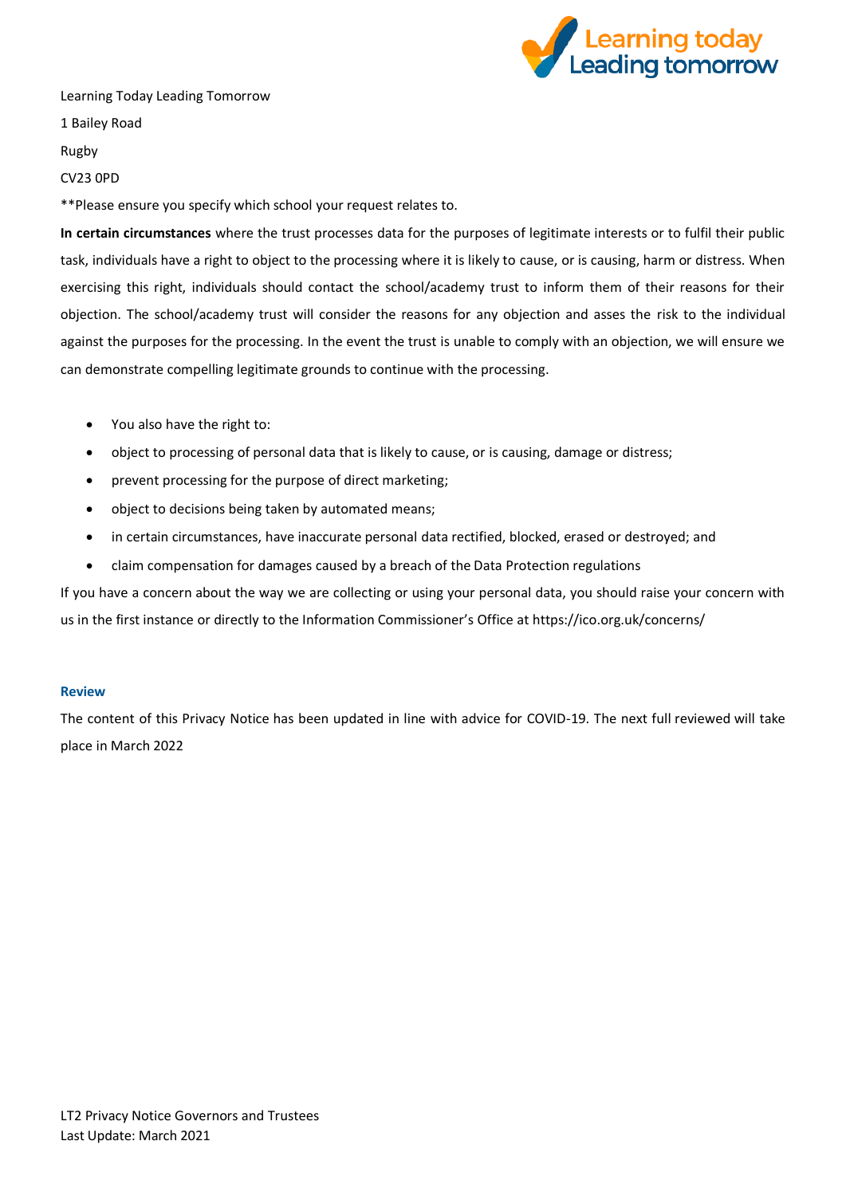Learning Today Leading Tomorrow

1 Bailey Road

Rugby

CV23 0PD

**Please ensure you specify which school your request relates to.

**In certain circumstances** where the trust processes data for the purposes of legitimate interests or to fulfil their public task, individuals have a right to object to the processing where it is likely to cause, or is causing, harm or distress. When exercising this right, individuals should contact the school/academy trust to inform them of their reasons for their objection. The school/academy trust will consider the reasons for any objection and asses the risk to the individual against the purposes for the processing. In the event the trust is unable to comply with an objection, we will ensure we can demonstrate compelling legitimate grounds to continue with the processing.

- You also have the right to:
- object to processing of personal data that is likely to cause, or is causing, damage or distress;
- prevent processing for the purpose of direct marketing;
- object to decisions being taken by automated means;
- in certain circumstances, have inaccurate personal data rectified, blocked, erased or destroyed; and
- claim compensation for damages caused by a breach of the Data Protection regulations

If you have a concern about the way we are collecting or using your personal data, you should raise your concern with us in the first instance or directly to the Information Commissioner's Office at https://ico.org.uk/concerns/

### Review

The content of this Privacy Notice has been updated in line with advice for COVID-19. The next full reviewed will take place in March 2022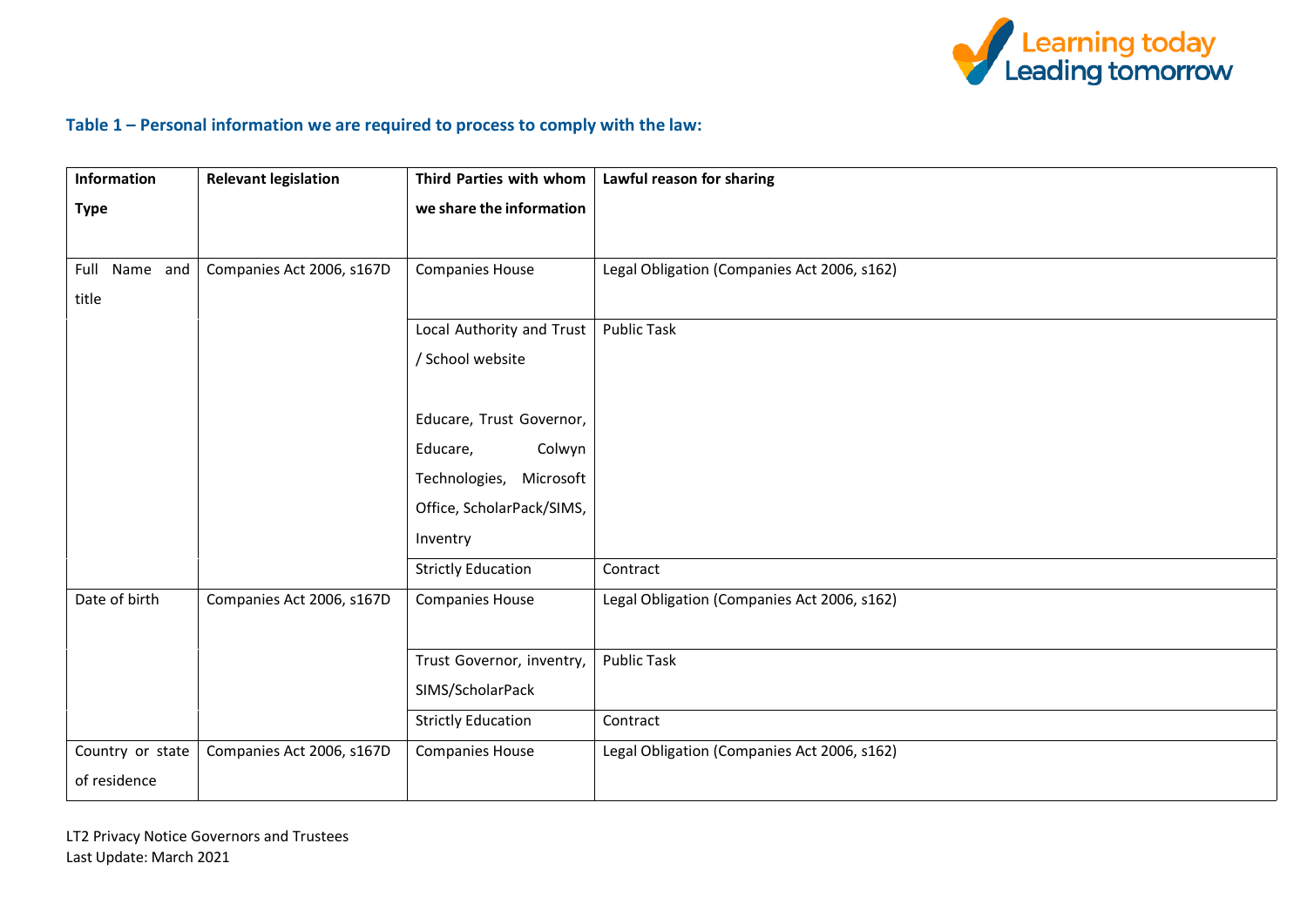### Table 1 – Personal information we are required to process to comply with the law:

| Information Type | Relevant legislation | Third Parties with whom we share the information | Lawful reason for sharing |
|---|---|---|---|
| Full Name and title | Companies Act 2006, s167D | Companies House | Legal Obligation (Companies Act 2006, s162) |
| | | Local Authority and Trust / School website<br><br>Educare, Trust Governor, Educare, Colwyn Technologies, Microsoft Office, ScholarPack/SIMS, Inventry | Public Task |
| | | Strictly Education | Contract |
| Date of birth | Companies Act 2006, s167D | Companies House | Legal Obligation (Companies Act 2006, s162) |
| | | Trust Governor, inventry, SIMS/ScholarPack | Public Task |
| | | Strictly Education | Contract |
| Country or state of residence | Companies Act 2006, s167D | Companies House | Legal Obligation (Companies Act 2006, s162) |

LT2 Privacy Notice Governors and Trustees
Last Update: March 2021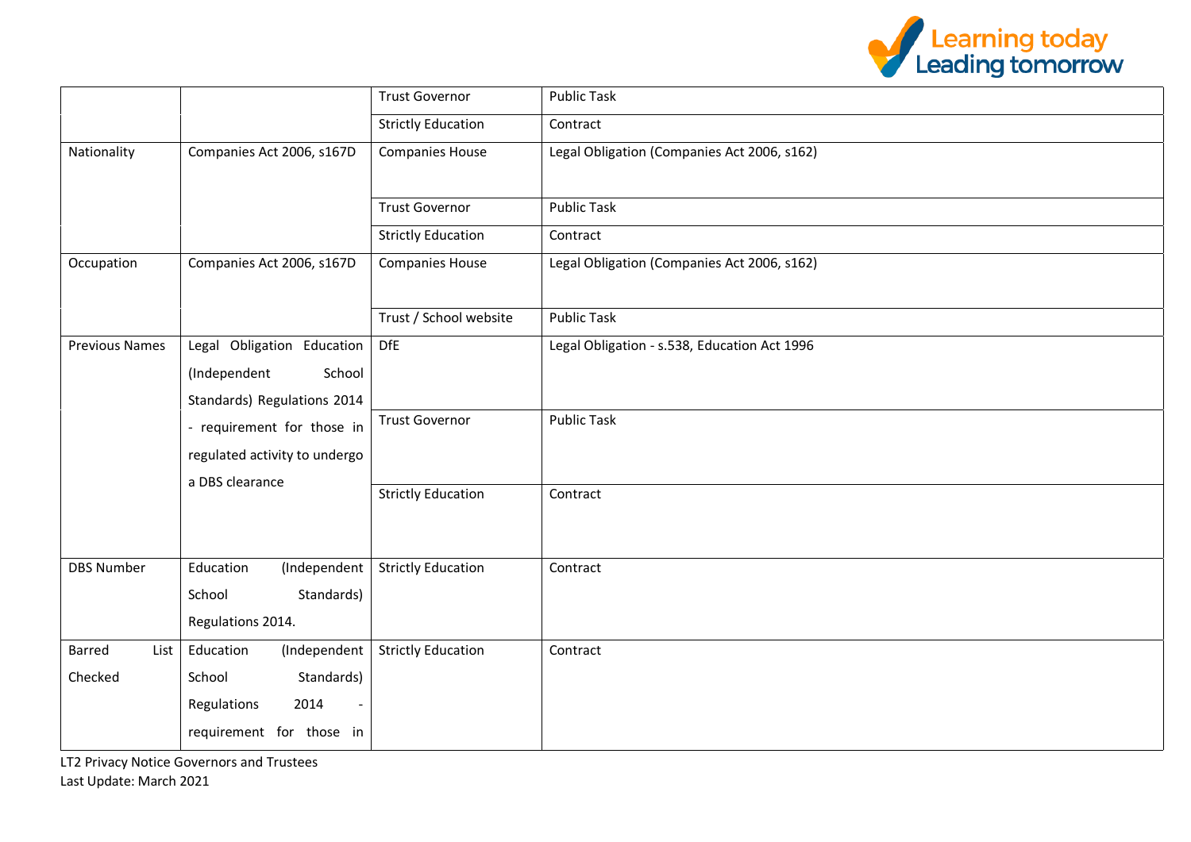| | | | |
|---|---|---|---|
| | | Trust Governor | Public Task |
| | | Strictly Education | Contract |
| Nationality | Companies Act 2006, s167D | Companies House | Legal Obligation (Companies Act 2006, s162) |
| | | Trust Governor | Public Task |
| | | Strictly Education | Contract |
| Occupation | Companies Act 2006, s167D | Companies House | Legal Obligation (Companies Act 2006, s162) |
| | | Trust / School website | Public Task |
| Previous Names | Legal Obligation Education (Independent School Standards) Regulations 2014 - requirement for those in regulated activity to undergo a DBS clearance | DfE | Legal Obligation - s.538, Education Act 1996 |
| | | Trust Governor | Public Task |
| | | Strictly Education | Contract |
| DBS Number | Education (Independent School Standards) Regulations 2014. | Strictly Education | Contract |
| Barred List Checked | Education (Independent School Standards) Regulations 2014 - requirement for those in | Strictly Education | Contract |

LT2 Privacy Notice Governors and Trustees
Last Update: March 2021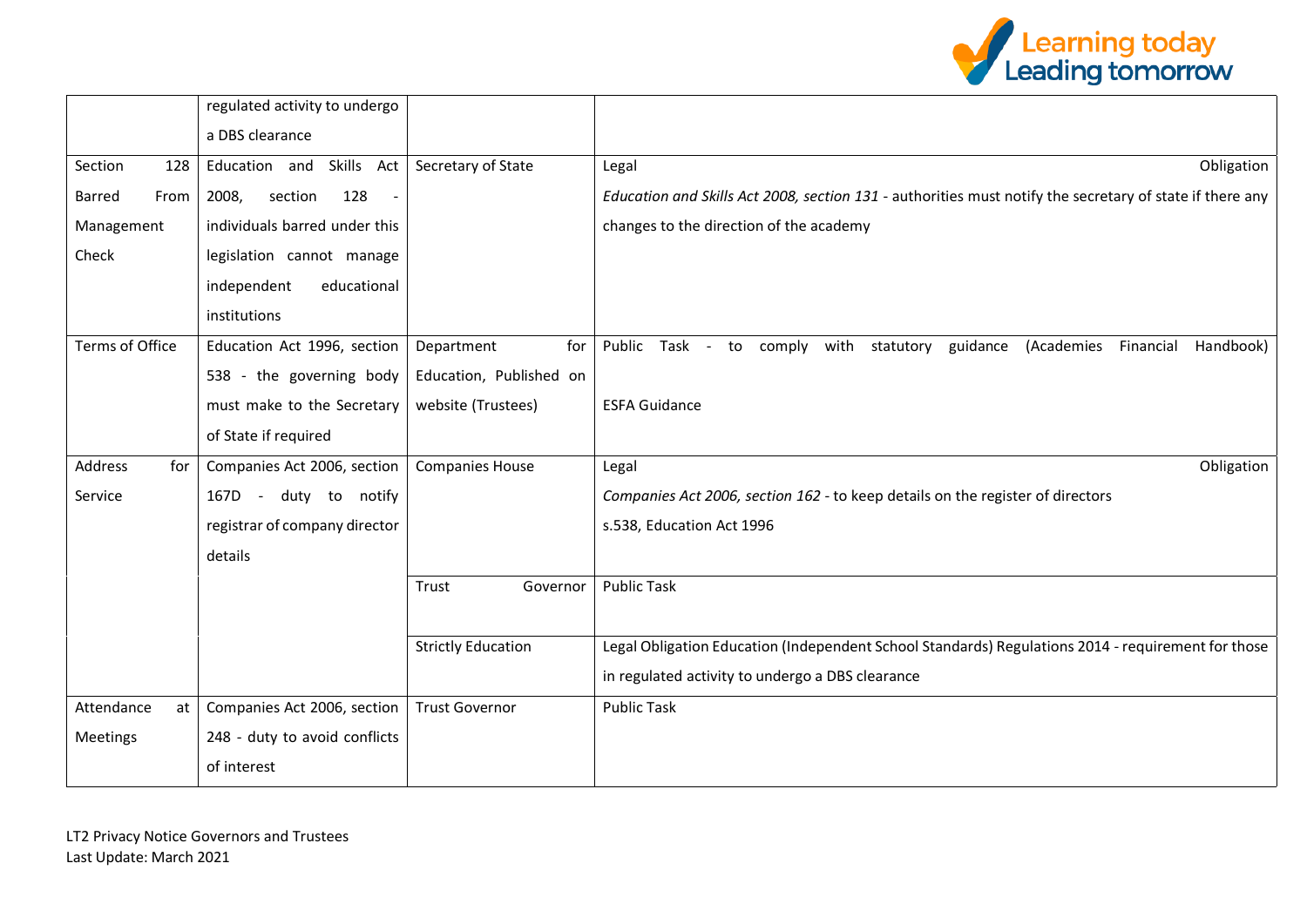| | | | |
|---|---|---|---|
| | regulated activity to undergo a DBS clearance | | |
| Section 128 Barred From Management Check | Education and Skills Act 2008, section 128 - individuals barred under this legislation cannot manage independent educational institutions | Secretary of State | Legal Obligation<br>*Education and Skills Act 2008, section 131* - authorities must notify the secretary of state if there any changes to the direction of the academy |
| Terms of Office | Education Act 1996, section 538 - the governing body must make to the Secretary of State if required | Department for Education, Published on website (Trustees) | Public Task - to comply with statutory guidance (Academies Financial Handbook)<br><br>ESFA Guidance |
| Address for Service | Companies Act 2006, section 167D - duty to notify registrar of company director details | Companies House | Legal Obligation<br>*Companies Act 2006, section 162* - to keep details on the register of directors<br>s.538, Education Act 1996 |
| | | Trust Governor | Public Task |
| | | Strictly Education | Legal Obligation Education (Independent School Standards) Regulations 2014 - requirement for those in regulated activity to undergo a DBS clearance |
| Attendance at Meetings | Companies Act 2006, section 248 - duty to avoid conflicts of interest | Trust Governor | Public Task |

LT2 Privacy Notice Governors and Trustees
Last Update: March 2021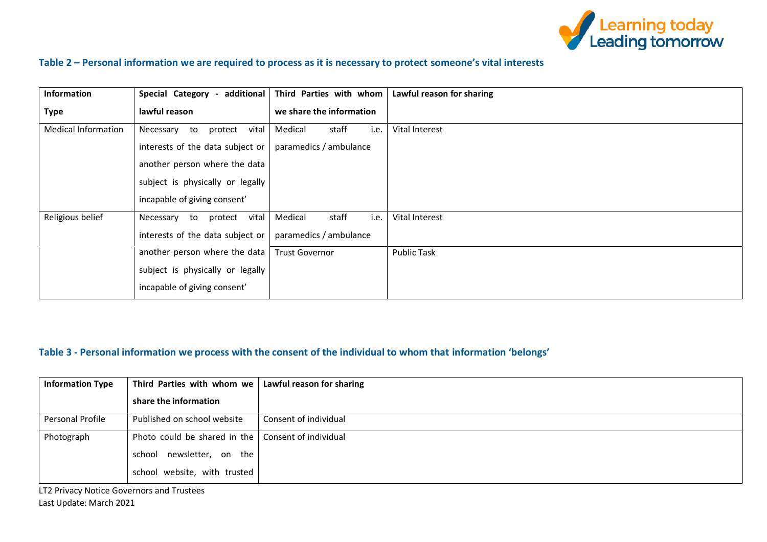**Table 2 – Personal information we are required to process as it is necessary to protect someone's vital interests**

| Information Type | Special Category - additional lawful reason | Third Parties with whom we share the information | Lawful reason for sharing |
|---|---|---|---|
| Medical Information | Necessary to protect vital interests of the data subject or another person where the data subject is physically or legally incapable of giving consent' | Medical staff i.e. paramedics / ambulance | Vital Interest |
| Religious belief | Necessary to protect vital interests of the data subject or another person where the data subject is physically or legally incapable of giving consent' | Medical staff i.e. paramedics / ambulance | Vital Interest |
| | | Trust Governor | Public Task |

**Table 3 - Personal information we process with the consent of the individual to whom that information 'belongs'**

| Information Type | Third Parties with whom we share the information | Lawful reason for sharing |
|---|---|---|
| Personal Profile | Published on school website | Consent of individual |
| Photograph | Photo could be shared in the school newsletter, on the school website, with trusted | Consent of individual |

LT2 Privacy Notice Governors and Trustees
Last Update: March 2021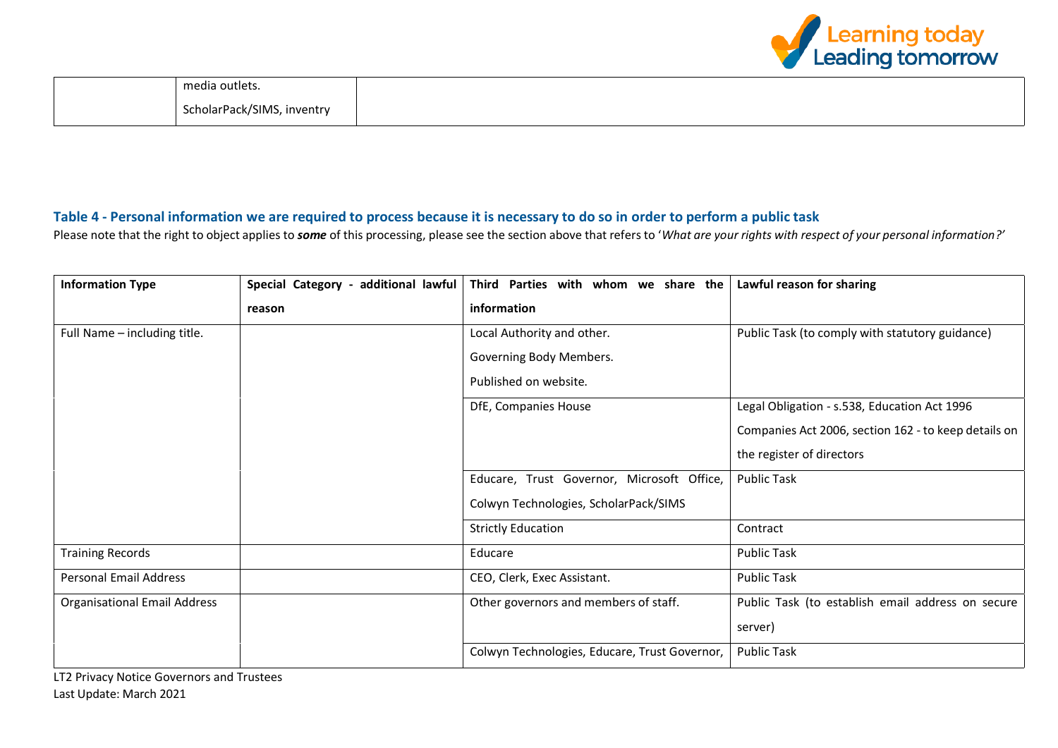| | media outlets.<br>ScholarPack/SIMS, inventry | |
|---|---|---|

### Table 4 - Personal information we are required to process because it is necessary to do so in order to perform a public task

Please note that the right to object applies to ***some*** of this processing, please see the section above that refers to '*What are your rights with respect of your personal information?'*

| Information Type | Special Category - additional lawful reason | Third Parties with whom we share the information | Lawful reason for sharing |
|---|---|---|---|
| Full Name – including title. | | Local Authority and other.<br>Governing Body Members.<br>Published on website. | Public Task (to comply with statutory guidance) |
| | | DfE, Companies House | Legal Obligation - s.538, Education Act 1996<br>Companies Act 2006, section 162 - to keep details on the register of directors |
| | | Educare, Trust Governor, Microsoft Office, Colwyn Technologies, ScholarPack/SIMS | Public Task |
| | | Strictly Education | Contract |
| Training Records | | Educare | Public Task |
| Personal Email Address | | CEO, Clerk, Exec Assistant. | Public Task |
| Organisational Email Address | | Other governors and members of staff. | Public Task (to establish email address on secure server) |
| | | Colwyn Technologies, Educare, Trust Governor, | Public Task |

LT2 Privacy Notice Governors and Trustees
Last Update: March 2021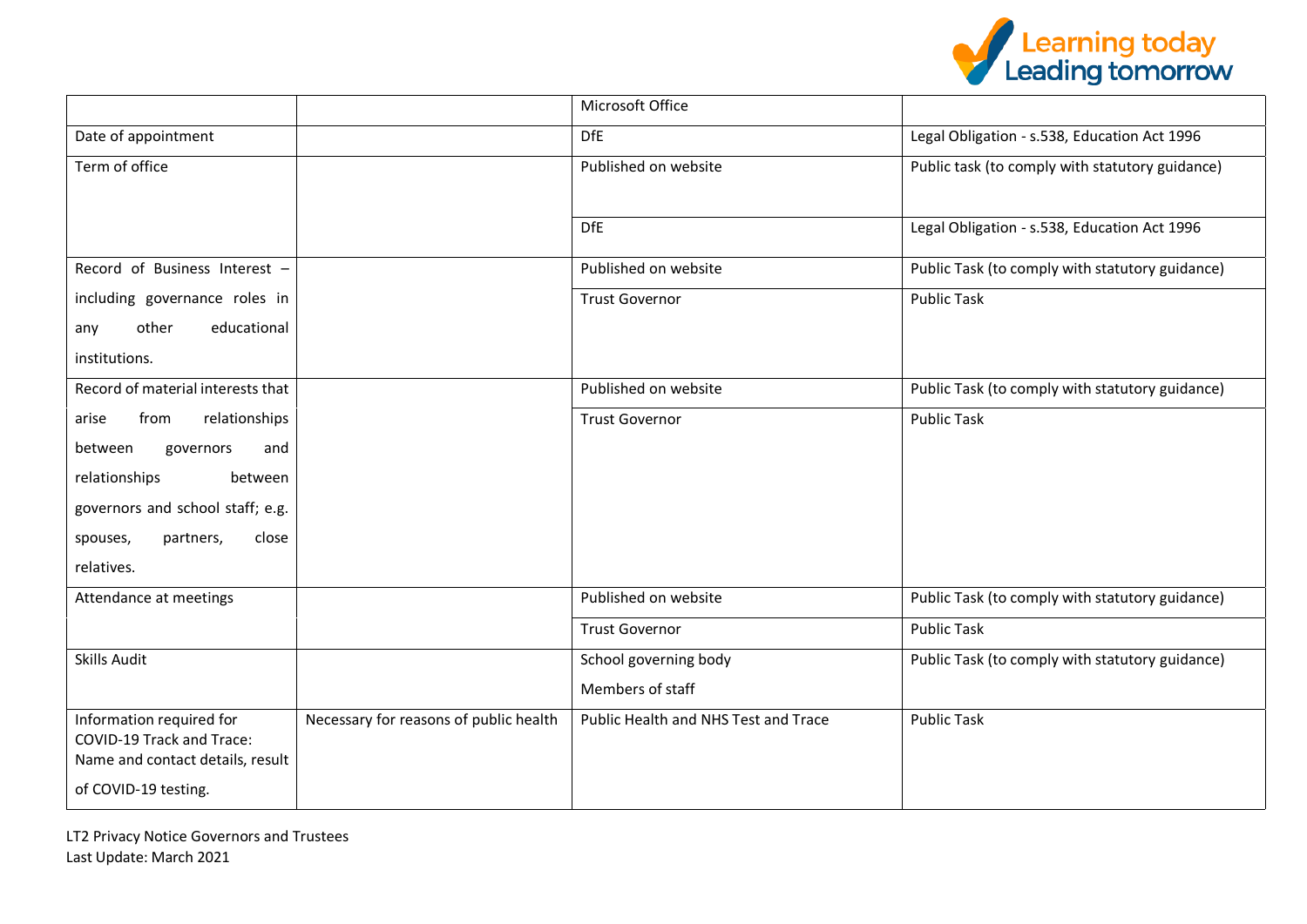| | | Microsoft Office | |
|---|---|---|---|
| Date of appointment | | DfE | Legal Obligation - s.538, Education Act 1996 |
| Term of office | | Published on website | Public task (to comply with statutory guidance) |
| | | DfE | Legal Obligation - s.538, Education Act 1996 |
| Record of Business Interest – including governance roles in any other educational institutions. | | Published on website | Public Task (to comply with statutory guidance) |
| | | Trust Governor | Public Task |
| Record of material interests that arise from relationships between governors and relationships between governors and school staff; e.g. spouses, partners, close relatives. | | Published on website | Public Task (to comply with statutory guidance) |
| | | Trust Governor | Public Task |
| Attendance at meetings | | Published on website | Public Task (to comply with statutory guidance) |
| | | Trust Governor | Public Task |
| Skills Audit | | School governing body<br>Members of staff | Public Task (to comply with statutory guidance) |
| Information required for COVID-19 Track and Trace: Name and contact details, result of COVID-19 testing. | Necessary for reasons of public health | Public Health and NHS Test and Trace | Public Task |

LT2 Privacy Notice Governors and Trustees
Last Update: March 2021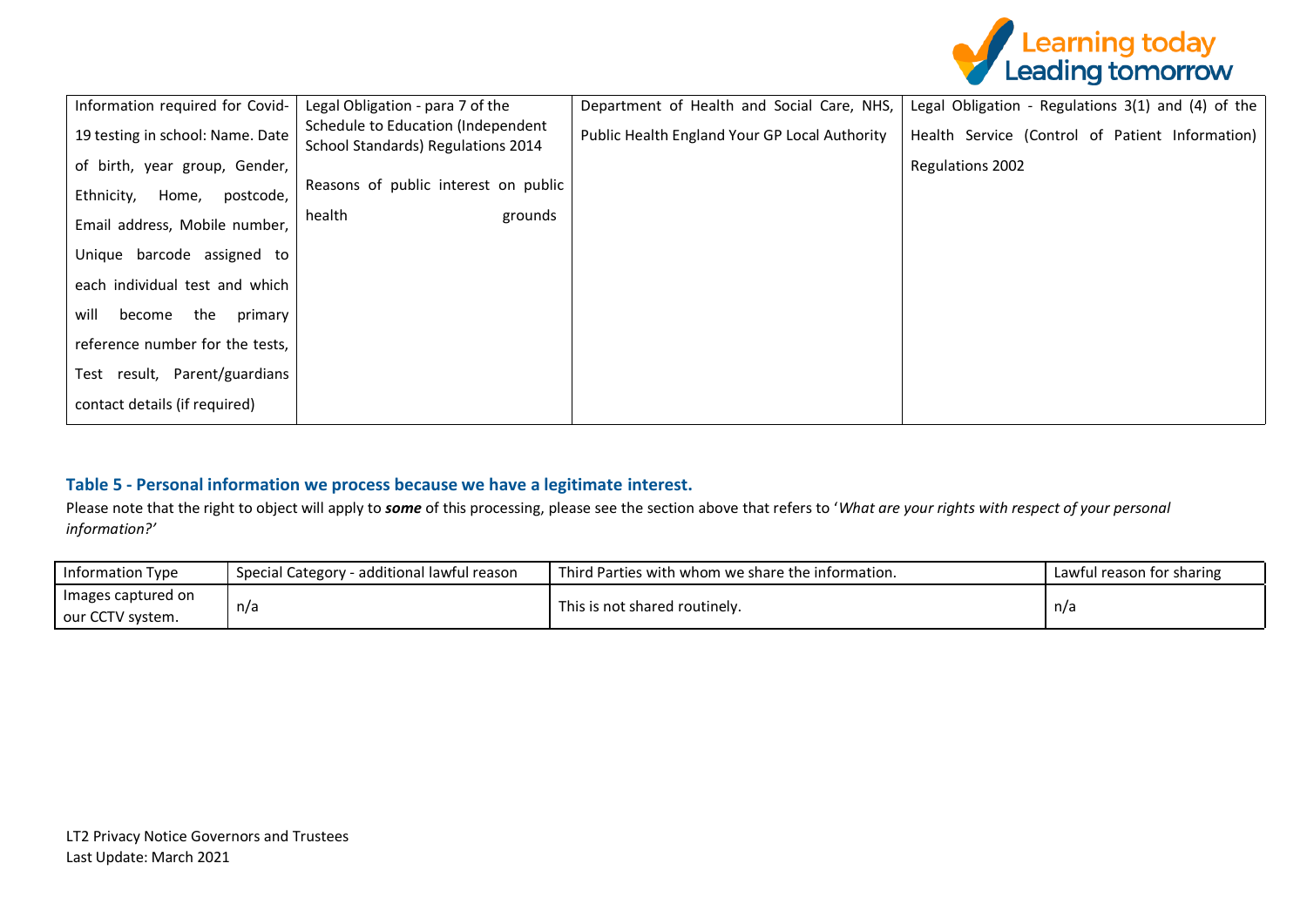| | | | |
|---|---|---|---|
| Information required for Covid-19 testing in school: Name. Date of birth, year group, Gender, Ethnicity, Home, postcode, Email address, Mobile number, Unique barcode assigned to each individual test and which will become the primary reference number for the tests, Test result, Parent/guardians contact details (if required) | Legal Obligation - para 7 of the Schedule to Education (Independent School Standards) Regulations 2014<br><br>Reasons of public interest on public health grounds | Department of Health and Social Care, NHS, Public Health England Your GP Local Authority | Legal Obligation - Regulations 3(1) and (4) of the Health Service (Control of Patient Information) Regulations 2002 |

### Table 5 - Personal information we process because we have a legitimate interest.

Please note that the right to object will apply to ***some*** of this processing, please see the section above that refers to '*What are your rights with respect of your personal information?*'

| Information Type | Special Category - additional lawful reason | Third Parties with whom we share the information. | Lawful reason for sharing |
|---|---|---|---|
| Images captured on our CCTV system. | n/a | This is not shared routinely. | n/a |

LT2 Privacy Notice Governors and Trustees
Last Update: March 2021